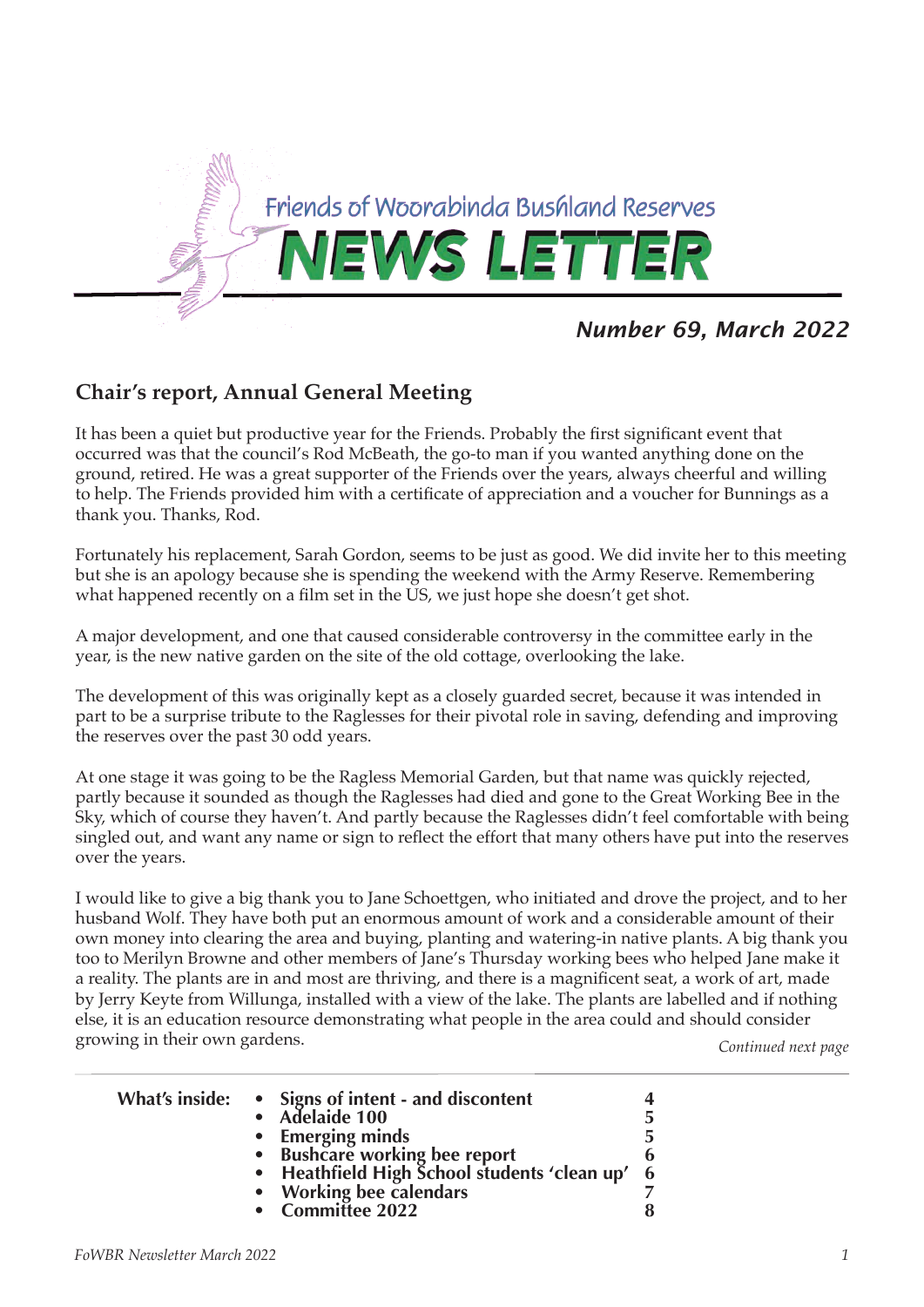# Friends of Woorabinda Bushland Reserves NEWS LETTER

*Number 69, March 2022*

## Chair's report, Annual General Meeting

It has been a quiet but productive year for the Friends. Probably the first significant event that occurred was that the council's Rod McBeath, the go-to man if you wanted anything done on the ground, retired. He was a great supporter of the Friends over the years, always cheerful and willing to help. The Friends provided him with a certificate of appreciation and a voucher for Bunnings as a thank you. Thanks, Rod.

Fortunately his replacement, Sarah Gordon, seems to be just as good. We did invite her to this meeting but she is an apology because she is spending the weekend with the Army Reserve. Remembering what happened recently on a film set in the US, we just hope she doesn't get shot.

A major development, and one that caused considerable controversy in the committee early in the year, is the new native garden on the site of the old cottage, overlooking the lake.

The development of this was originally kept as a closely guarded secret, because it was intended in part to be a surprise tribute to the Raglesses for their pivotal role in saving, defending and improving the reserves over the past 30 odd years.

At one stage it was going to be the Ragless Memorial Garden, but that name was quickly rejected, partly because it sounded as though the Raglesses had died and gone to the Great Working Bee in the Sky, which of course they haven't. And partly because the Raglesses didn't feel comfortable with being singled out, and want any name or sign to reflect the effort that many others have put into the reserves over the years.

I would like to give a big thank you to Jane Schoettgen, who initiated and drove the project, and to her husband Wolf. They have both put an enormous amount of work and a considerable amount of their own money into clearing the area and buying, planting and watering-in native plants. A big thank you too to Merilyn Browne and other members of Jane's Thursday working bees who helped Jane make it a reality. The plants are in and most are thriving, and there is a magnificent seat, a work of art, made by Jerry Keyte from Willunga, installed with a view of the lake. The plants are labelled and if nothing else, it is an education resource demonstrating what people in the area could and should consider growing in their own gardens.

*Continued next page*

**What's inside:**

- **Signs of intent - and discontent** 4
- **Adelaide 100** 5
- **Emerging minds** 5
- **Bushcare working bee report** 6
- **Heathfield High School students 'clean up'** 6
- **Working bee calendars** 7
- **Committee 2022** 8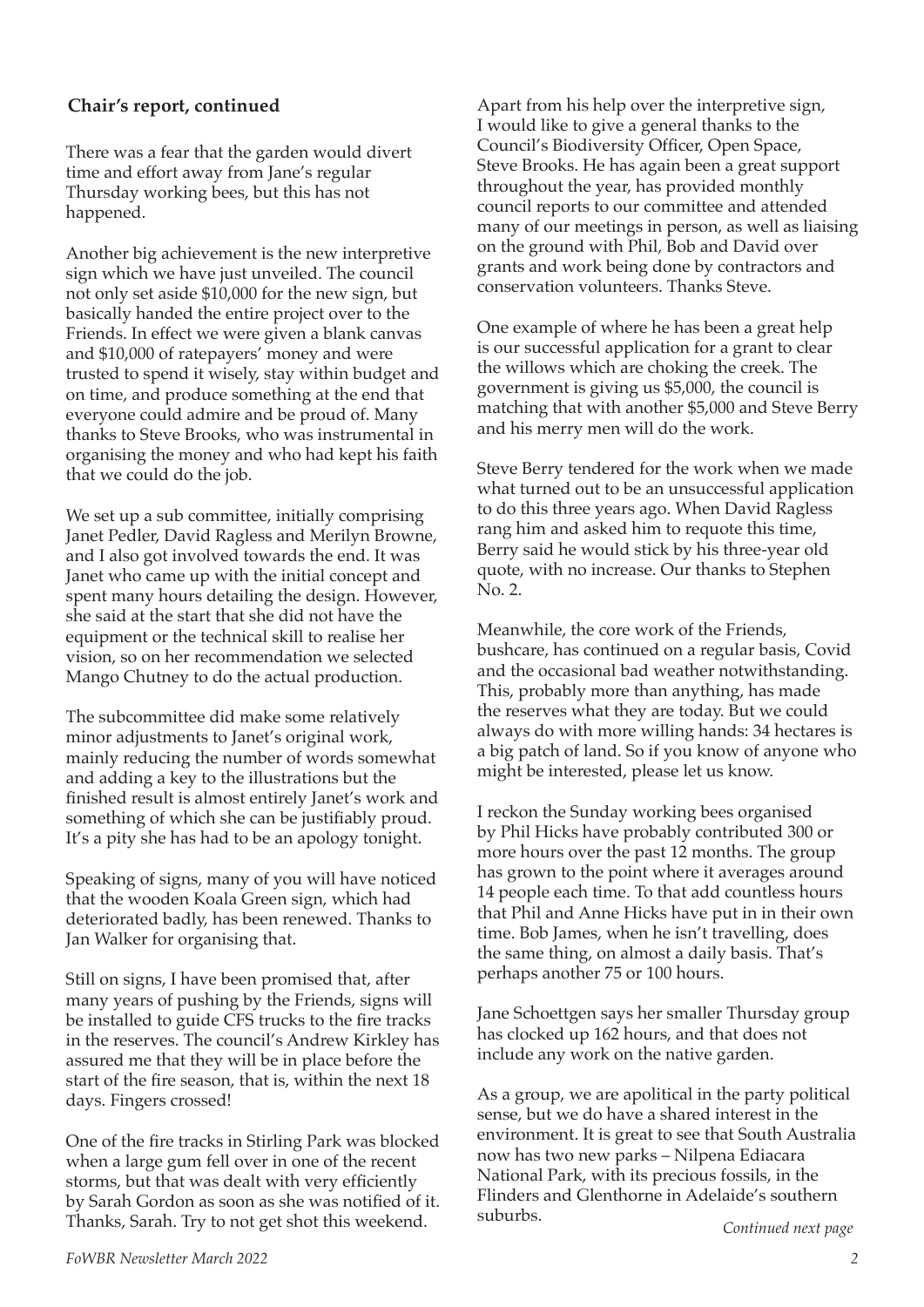## Chair's report, continued

There was a fear that the garden would divert time and effort away from Jane's regular Thursday working bees, but this has not happened.

Another big achievement is the new interpretive sign which we have just unveiled. The council not only set aside $10,000 for the new sign, but basically handed the entire project over to the Friends. In effect we were given a blank canvas and $10,000 of ratepayers' money and were trusted to spend it wisely, stay within budget and on time, and produce something at the end that everyone could admire and be proud of. Many thanks to Steve Brooks, who was instrumental in organising the money and who had kept his faith that we could do the job.

We set up a sub committee, initially comprising Janet Pedler, David Ragless and Merilyn Browne, and I also got involved towards the end. It was Janet who came up with the initial concept and spent many hours detailing the design. However, she said at the start that she did not have the equipment or the technical skill to realise her vision, so on her recommendation we selected Mango Chutney to do the actual production.

The subcommittee did make some relatively minor adjustments to Janet's original work, mainly reducing the number of words somewhat and adding a key to the illustrations but the finished result is almost entirely Janet's work and something of which she can be justifiably proud. It's a pity she has had to be an apology tonight.

Speaking of signs, many of you will have noticed that the wooden Koala Green sign, which had deteriorated badly, has been renewed. Thanks to Jan Walker for organising that.

Still on signs, I have been promised that, after many years of pushing by the Friends, signs will be installed to guide CFS trucks to the fire tracks in the reserves. The council's Andrew Kirkley has assured me that they will be in place before the start of the fire season, that is, within the next 18 days. Fingers crossed!

One of the fire tracks in Stirling Park was blocked when a large gum fell over in one of the recent storms, but that was dealt with very efficiently by Sarah Gordon as soon as she was notified of it. Thanks, Sarah. Try to not get shot this weekend.

Apart from his help over the interpretive sign, I would like to give a general thanks to the Council's Biodiversity Officer, Open Space, Steve Brooks. He has again been a great support throughout the year, has provided monthly council reports to our committee and attended many of our meetings in person, as well as liaising on the ground with Phil, Bob and David over grants and work being done by contractors and conservation volunteers. Thanks Steve.

One example of where he has been a great help is our successful application for a grant to clear the willows which are choking the creek. The government is giving us $5,000, the council is matching that with another $5,000 and Steve Berry and his merry men will do the work.

Steve Berry tendered for the work when we made what turned out to be an unsuccessful application to do this three years ago. When David Ragless rang him and asked him to requote this time, Berry said he would stick by his three-year old quote, with no increase. Our thanks to Stephen No. 2.

Meanwhile, the core work of the Friends, bushcare, has continued on a regular basis, Covid and the occasional bad weather notwithstanding. This, probably more than anything, has made the reserves what they are today. But we could always do with more willing hands: 34 hectares is a big patch of land. So if you know of anyone who might be interested, please let us know.

I reckon the Sunday working bees organised by Phil Hicks have probably contributed 300 or more hours over the past 12 months. The group has grown to the point where it averages around 14 people each time. To that add countless hours that Phil and Anne Hicks have put in in their own time. Bob James, when he isn't travelling, does the same thing, on almost a daily basis. That's perhaps another 75 or 100 hours.

Jane Schoettgen says her smaller Thursday group has clocked up 162 hours, and that does not include any work on the native garden.

As a group, we are apolitical in the party political sense, but we do have a shared interest in the environment. It is great to see that South Australia now has two new parks – Nilpena Ediacara National Park, with its precious fossils, in the Flinders and Glenthorne in Adelaide's southern suburbs.

*Continued next page*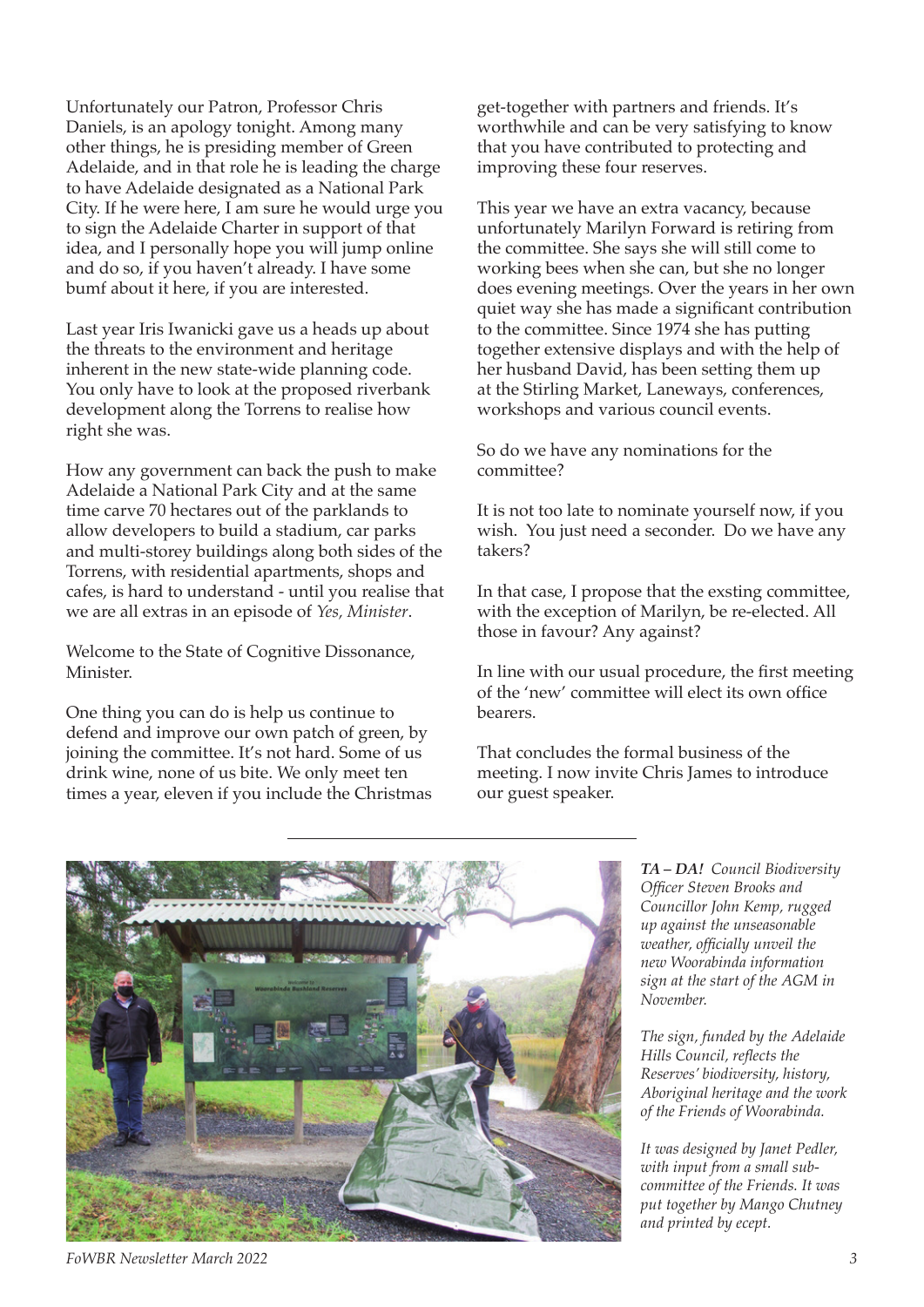Unfortunately our Patron, Professor Chris Daniels, is an apology tonight. Among many other things, he is presiding member of Green Adelaide, and in that role he is leading the charge to have Adelaide designated as a National Park City. If he were here, I am sure he would urge you to sign the Adelaide Charter in support of that idea, and I personally hope you will jump online and do so, if you haven't already. I have some bumf about it here, if you are interested.

Last year Iris Iwanicki gave us a heads up about the threats to the environment and heritage inherent in the new state-wide planning code. You only have to look at the proposed riverbank development along the Torrens to realise how right she was.

How any government can back the push to make Adelaide a National Park City and at the same time carve 70 hectares out of the parklands to allow developers to build a stadium, car parks and multi-storey buildings along both sides of the Torrens, with residential apartments, shops and cafes, is hard to understand - until you realise that we are all extras in an episode of *Yes, Minister*.

Welcome to the State of Cognitive Dissonance, Minister.

One thing you can do is help us continue to defend and improve our own patch of green, by joining the committee. It's not hard. Some of us drink wine, none of us bite. We only meet ten times a year, eleven if you include the Christmas get-together with partners and friends. It's worthwhile and can be very satisfying to know that you have contributed to protecting and improving these four reserves.

This year we have an extra vacancy, because unfortunately Marilyn Forward is retiring from the committee. She says she will still come to working bees when she can, but she no longer does evening meetings. Over the years in her own quiet way she has made a significant contribution to the committee. Since 1974 she has putting together extensive displays and with the help of her husband David, has been setting them up at the Stirling Market, Laneways, conferences, workshops and various council events.

So do we have any nominations for the committee?

It is not too late to nominate yourself now, if you wish. You just need a seconder. Do we have any takers?

In that case, I propose that the exsting committee, with the exception of Marilyn, be re-elected. All those in favour? Any against?

In line with our usual procedure, the first meeting of the 'new' committee will elect its own office bearers.

That concludes the formal business of the meeting. I now invite Chris James to introduce our guest speaker.

---

***TA – DA!*** *Council Biodiversity Officer Steven Brooks and Councillor John Kemp, rugged up against the unseasonable weather, officially unveil the new Woorabinda information sign at the start of the AGM in November.*

*The sign, funded by the Adelaide Hills Council, reflects the Reserves' biodiversity, history, Aboriginal heritage and the work of the Friends of Woorabinda.*

*It was designed by Janet Pedler, with input from a small sub-committee of the Friends. It was put together by Mango Chutney and printed by ecept.*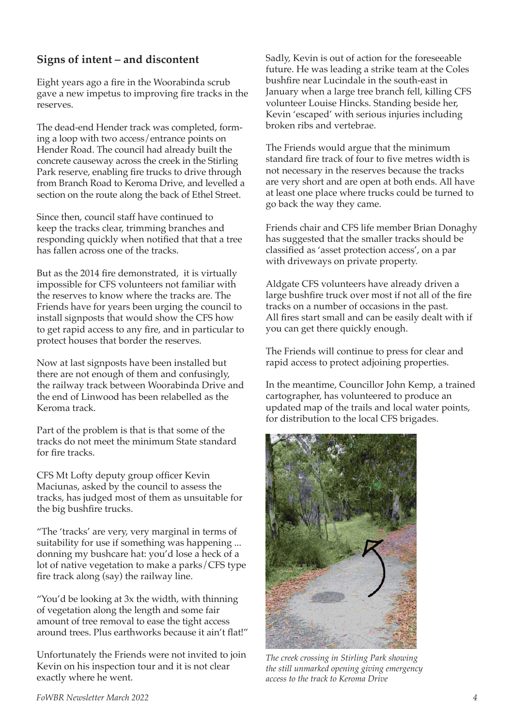## Signs of intent – and discontent

Eight years ago a fire in the Woorabinda scrub gave a new impetus to improving fire tracks in the reserves.

The dead-end Hender track was completed, forming a loop with two access/entrance points on Hender Road. The council had already built the concrete causeway across the creek in the Stirling Park reserve, enabling fire trucks to drive through from Branch Road to Keroma Drive, and levelled a section on the route along the back of Ethel Street.

Since then, council staff have continued to keep the tracks clear, trimming branches and responding quickly when notified that that a tree has fallen across one of the tracks.

But as the 2014 fire demonstrated, it is virtually impossible for CFS volunteers not familiar with the reserves to know where the tracks are. The Friends have for years been urging the council to install signposts that would show the CFS how to get rapid access to any fire, and in particular to protect houses that border the reserves.

Now at last signposts have been installed but there are not enough of them and confusingly, the railway track between Woorabinda Drive and the end of Linwood has been relabelled as the Keroma track.

Part of the problem is that is that some of the tracks do not meet the minimum State standard for fire tracks.

CFS Mt Lofty deputy group officer Kevin Maciunas, asked by the council to assess the tracks, has judged most of them as unsuitable for the big bushfire trucks.

"The 'tracks' are very, very marginal in terms of suitability for use if something was happening ... donning my bushcare hat: you'd lose a heck of a lot of native vegetation to make a parks/CFS type fire track along (say) the railway line.

"You'd be looking at 3x the width, with thinning of vegetation along the length and some fair amount of tree removal to ease the tight access around trees. Plus earthworks because it ain't flat!"

Unfortunately the Friends were not invited to join Kevin on his inspection tour and it is not clear exactly where he went.

Sadly, Kevin is out of action for the foreseeable future. He was leading a strike team at the Coles bushfire near Lucindale in the south-east in January when a large tree branch fell, killing CFS volunteer Louise Hincks. Standing beside her, Kevin 'escaped' with serious injuries including broken ribs and vertebrae.

The Friends would argue that the minimum standard fire track of four to five metres width is not necessary in the reserves because the tracks are very short and are open at both ends. All have at least one place where trucks could be turned to go back the way they came.

Friends chair and CFS life member Brian Donaghy has suggested that the smaller tracks should be classified as 'asset protection access', on a par with driveways on private property.

Aldgate CFS volunteers have already driven a large bushfire truck over most if not all of the fire tracks on a number of occasions in the past. All fires start small and can be easily dealt with if you can get there quickly enough.

The Friends will continue to press for clear and rapid access to protect adjoining properties.

In the meantime, Councillor John Kemp, a trained cartographer, has volunteered to produce an updated map of the trails and local water points, for distribution to the local CFS brigades.

*The creek crossing in Stirling Park showing the still unmarked opening giving emergency access to the track to Keroma Drive*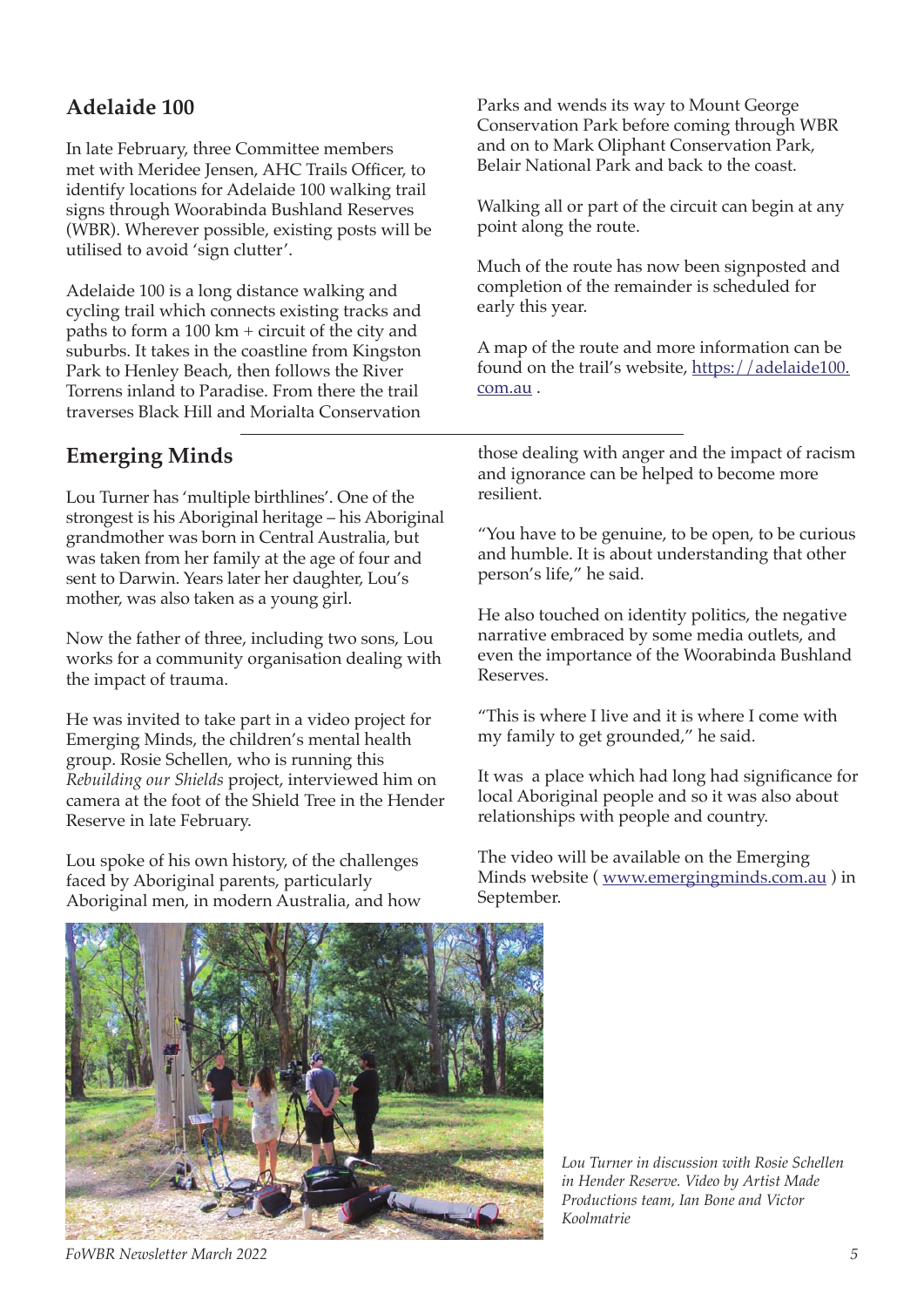## Adelaide 100

In late February, three Committee members met with Meridee Jensen, AHC Trails Officer, to identify locations for Adelaide 100 walking trail signs through Woorabinda Bushland Reserves (WBR). Wherever possible, existing posts will be utilised to avoid 'sign clutter'.

Adelaide 100 is a long distance walking and cycling trail which connects existing tracks and paths to form a 100 km + circuit of the city and suburbs. It takes in the coastline from Kingston Park to Henley Beach, then follows the River Torrens inland to Paradise. From there the trail traverses Black Hill and Morialta Conservation Parks and wends its way to Mount George Conservation Park before coming through WBR and on to Mark Oliphant Conservation Park, Belair National Park and back to the coast.

Walking all or part of the circuit can begin at any point along the route.

Much of the route has now been signposted and completion of the remainder is scheduled for early this year.

A map of the route and more information can be found on the trail's website, https://adelaide100.com.au .

## Emerging Minds

Lou Turner has 'multiple birthlines'. One of the strongest is his Aboriginal heritage – his Aboriginal grandmother was born in Central Australia, but was taken from her family at the age of four and sent to Darwin. Years later her daughter, Lou's mother, was also taken as a young girl.

Now the father of three, including two sons, Lou works for a community organisation dealing with the impact of trauma.

He was invited to take part in a video project for Emerging Minds, the children's mental health group. Rosie Schellen, who is running this *Rebuilding our Shields* project, interviewed him on camera at the foot of the Shield Tree in the Hender Reserve in late February.

Lou spoke of his own history, of the challenges faced by Aboriginal parents, particularly Aboriginal men, in modern Australia, and how those dealing with anger and the impact of racism and ignorance can be helped to become more resilient.

"You have to be genuine, to be open, to be curious and humble. It is about understanding that other person's life," he said.

He also touched on identity politics, the negative narrative embraced by some media outlets, and even the importance of the Woorabinda Bushland Reserves.

"This is where I live and it is where I come with my family to get grounded," he said.

It was a place which had long had significance for local Aboriginal people and so it was also about relationships with people and country.

The video will be available on the Emerging Minds website ( www.emergingminds.com.au ) in September.

*Lou Turner in discussion with Rosie Schellen in Hender Reserve. Video by Artist Made Productions team, Ian Bone and Victor Koolmatrie*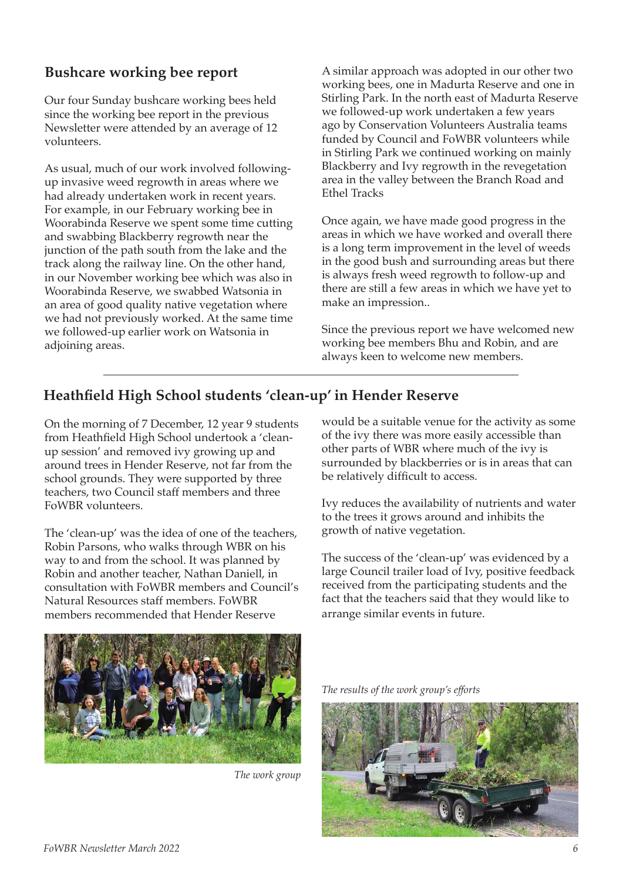## Bushcare working bee report

Our four Sunday bushcare working bees held since the working bee report in the previous Newsletter were attended by an average of 12 volunteers.

As usual, much of our work involved following-up invasive weed regrowth in areas where we had already undertaken work in recent years. For example, in our February working bee in Woorabinda Reserve we spent some time cutting and swabbing Blackberry regrowth near the junction of the path south from the lake and the track along the railway line. On the other hand, in our November working bee which was also in Woorabinda Reserve, we swabbed Watsonia in an area of good quality native vegetation where we had not previously worked. At the same time we followed-up earlier work on Watsonia in adjoining areas.

A similar approach was adopted in our other two working bees, one in Madurta Reserve and one in Stirling Park. In the north east of Madurta Reserve we followed-up work undertaken a few years ago by Conservation Volunteers Australia teams funded by Council and FoWBR volunteers while in Stirling Park we continued working on mainly Blackberry and Ivy regrowth in the revegetation area in the valley between the Branch Road and Ethel Tracks

Once again, we have made good progress in the areas in which we have worked and overall there is a long term improvement in the level of weeds in the good bush and surrounding areas but there is always fresh weed regrowth to follow-up and there are still a few areas in which we have yet to make an impression..

Since the previous report we have welcomed new working bee members Bhu and Robin, and are always keen to welcome new members.

---

## Heathfield High School students 'clean-up' in Hender Reserve

On the morning of 7 December, 12 year 9 students from Heathfield High School undertook a 'clean-up session' and removed ivy growing up and around trees in Hender Reserve, not far from the school grounds. They were supported by three teachers, two Council staff members and three FoWBR volunteers.

The 'clean-up' was the idea of one of the teachers, Robin Parsons, who walks through WBR on his way to and from the school. It was planned by Robin and another teacher, Nathan Daniell, in consultation with FoWBR members and Council's Natural Resources staff members. FoWBR members recommended that Hender Reserve would be a suitable venue for the activity as some of the ivy there was more easily accessible than other parts of WBR where much of the ivy is surrounded by blackberries or is in areas that can be relatively difficult to access.

Ivy reduces the availability of nutrients and water to the trees it grows around and inhibits the growth of native vegetation.

The success of the 'clean-up' was evidenced by a large Council trailer load of Ivy, positive feedback received from the participating students and the fact that the teachers said that they would like to arrange similar events in future.

*The work group*

*The results of the work group's efforts*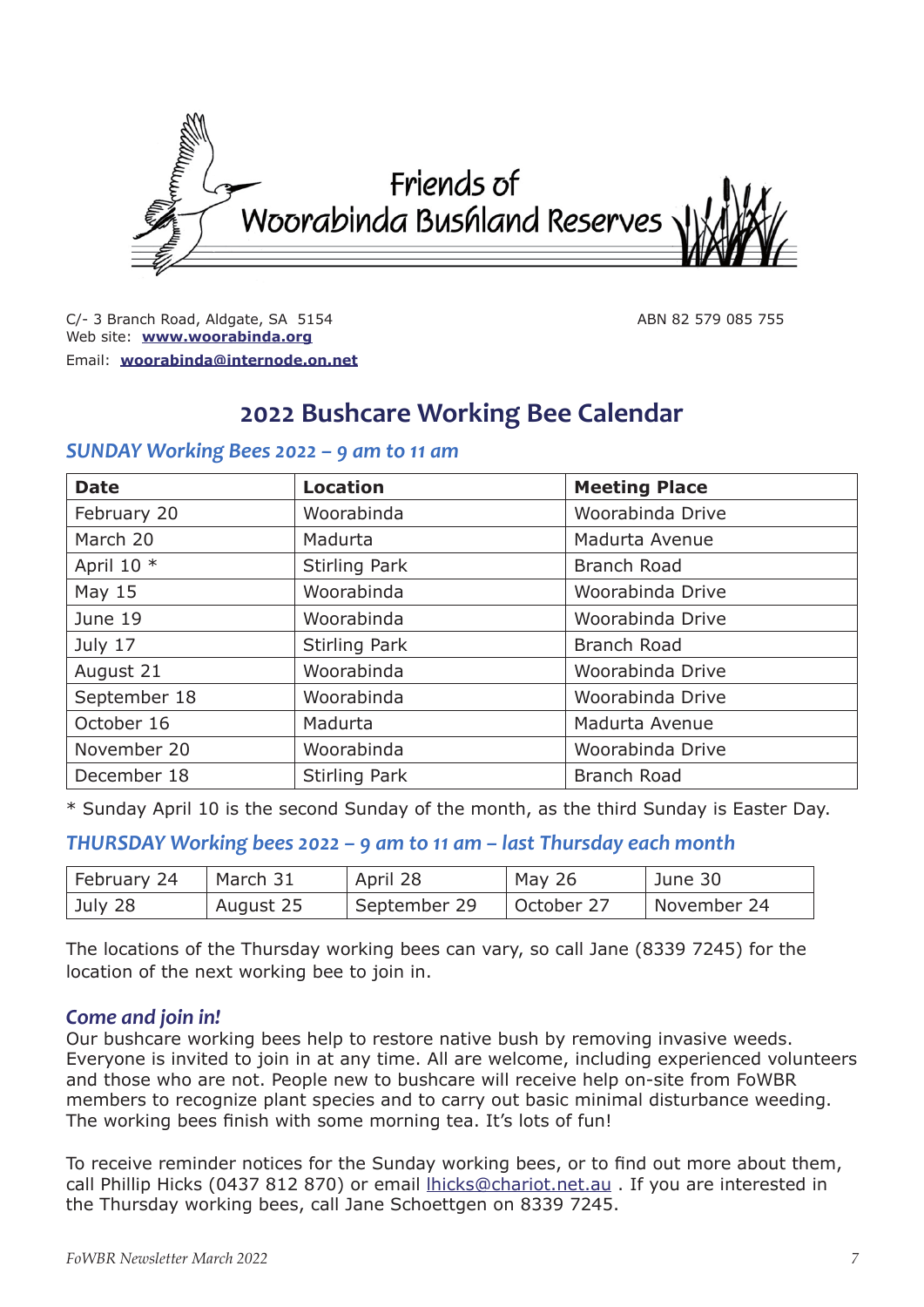# Friends of Woorabinda Bushland Reserves

C/- 3 Branch Road, Aldgate, SA 5154
Web site: **www.woorabinda.org**
Email: **woorabinda@internode.on.net**

ABN 82 579 085 755

## 2022 Bushcare Working Bee Calendar

### *SUNDAY Working Bees 2022 – 9 am to 11 am*

| Date | Location | Meeting Place |
|---|---|---|
| February 20 | Woorabinda | Woorabinda Drive |
| March 20 | Madurta | Madurta Avenue |
| April 10 * | Stirling Park | Branch Road |
| May 15 | Woorabinda | Woorabinda Drive |
| June 19 | Woorabinda | Woorabinda Drive |
| July 17 | Stirling Park | Branch Road |
| August 21 | Woorabinda | Woorabinda Drive |
| September 18 | Woorabinda | Woorabinda Drive |
| October 16 | Madurta | Madurta Avenue |
| November 20 | Woorabinda | Woorabinda Drive |
| December 18 | Stirling Park | Branch Road |

* Sunday April 10 is the second Sunday of the month, as the third Sunday is Easter Day.

### *THURSDAY Working bees 2022 – 9 am to 11 am – last Thursday each month*

| | | | | |
|---|---|---|---|---|
| February 24 | March 31 | April 28 | May 26 | June 30 |
| July 28 | August 25 | September 29 | October 27 | November 24 |

The locations of the Thursday working bees can vary, so call Jane (8339 7245) for the location of the next working bee to join in.

### *Come and join in!*

Our bushcare working bees help to restore native bush by removing invasive weeds. Everyone is invited to join in at any time. All are welcome, including experienced volunteers and those who are not. People new to bushcare will receive help on-site from FoWBR members to recognize plant species and to carry out basic minimal disturbance weeding. The working bees finish with some morning tea. It's lots of fun!

To receive reminder notices for the Sunday working bees, or to find out more about them, call Phillip Hicks (0437 812 870) or email lhicks@chariot.net.au . If you are interested in the Thursday working bees, call Jane Schoettgen on 8339 7245.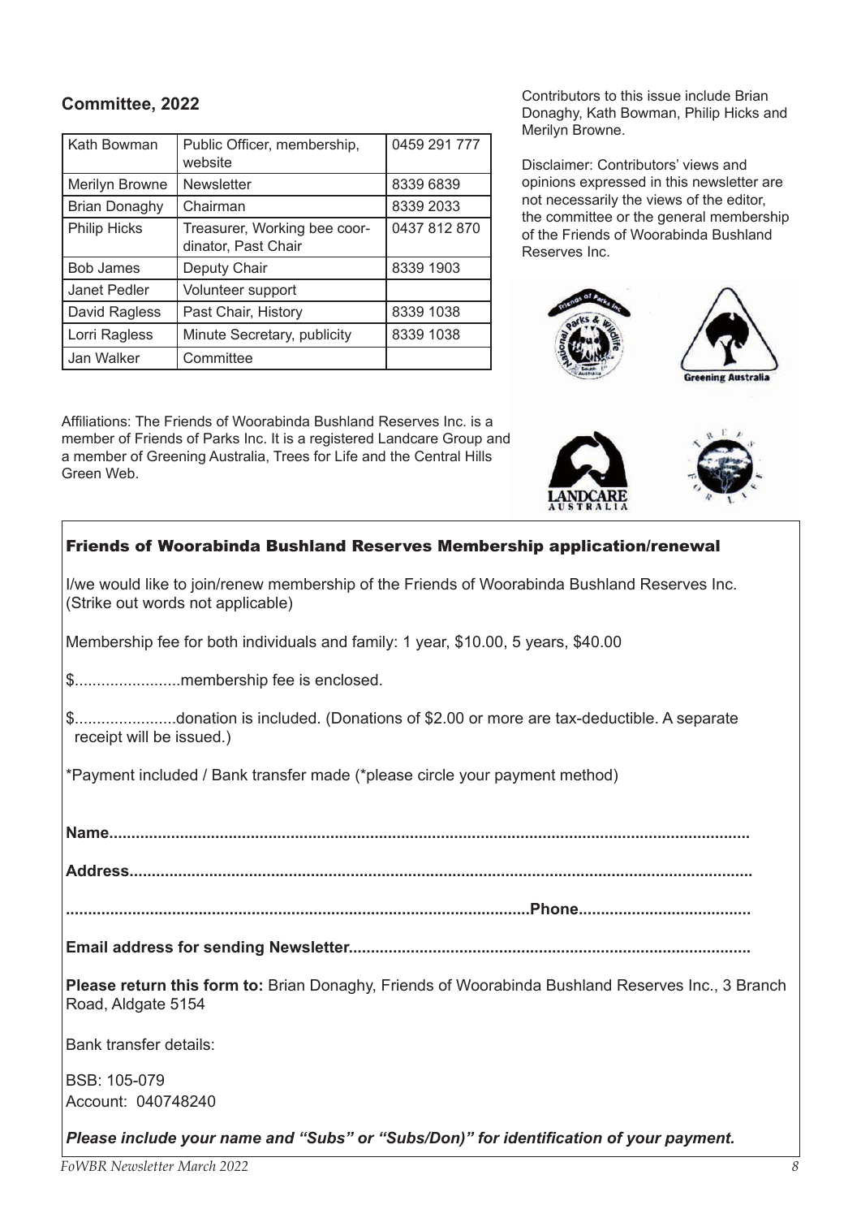## Committee, 2022

| | | |
|---|---|---|
| Kath Bowman | Public Officer, membership, website | 0459 291 777 |
| Merilyn Browne | Newsletter | 8339 6839 |
| Brian Donaghy | Chairman | 8339 2033 |
| Philip Hicks | Treasurer, Working bee coordinator, Past Chair | 0437 812 870 |
| Bob James | Deputy Chair | 8339 1903 |
| Janet Pedler | Volunteer support | |
| David Ragless | Past Chair, History | 8339 1038 |
| Lorri Ragless | Minute Secretary, publicity | 8339 1038 |
| Jan Walker | Committee | |

Contributors to this issue include Brian Donaghy, Kath Bowman, Philip Hicks and Merilyn Browne.

Disclaimer: Contributors' views and opinions expressed in this newsletter are not necessarily the views of the editor, the committee or the general membership of the Friends of Woorabinda Bushland Reserves Inc.

Affiliations: The Friends of Woorabinda Bushland Reserves Inc. is a member of Friends of Parks Inc. It is a registered Landcare Group and a member of Greening Australia, Trees for Life and the Central Hills Green Web.

### Friends of Woorabinda Bushland Reserves Membership application/renewal

I/we would like to join/renew membership of the Friends of Woorabinda Bushland Reserves Inc. (Strike out words not applicable)

Membership fee for both individuals and family: 1 year, $10.00, 5 years, $40.00

$........................membership fee is enclosed.

$.......................donation is included. (Donations of $2.00 or more are tax-deductible. A separate receipt will be issued.)

*Payment included / Bank transfer made (*please circle your payment method)

**Name...............................................................................................................................................**

**Address...........................................................................................................................................**

**.......................................................................................................Phone.......................................**

**Email address for sending Newsletter..........................................................................................**

**Please return this form to:** Brian Donaghy, Friends of Woorabinda Bushland Reserves Inc., 3 Branch Road, Aldgate 5154

Bank transfer details:

BSB: 105-079
Account: 040748240

***Please include your name and "Subs" or "Subs/Don)" for identification of your payment.***